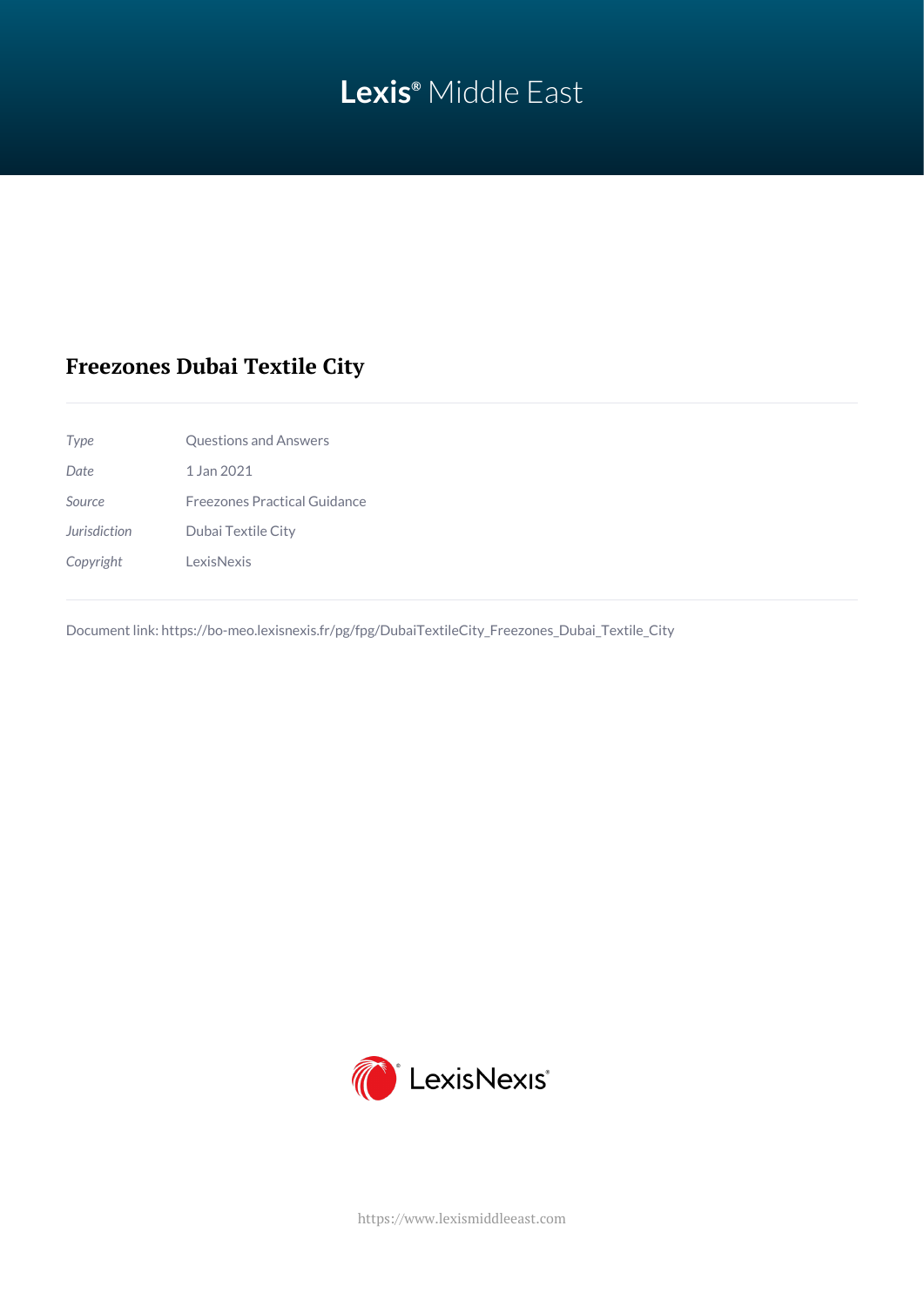Lexis® Middle East

# Freezones Dubai Textile City

| | |
|---|---|
| *Type* | Questions and Answers |
| *Date* | 1 Jan 2021 |
| *Source* | Freezones Practical Guidance |
| *Jurisdiction* | Dubai Textile City |
| *Copyright* | LexisNexis |

Document link: https://bo-meo.lexisnexis.fr/pg/fpg/DubaiTextileCity_Freezones_Dubai_Textile_City

LexisNexis®

https://www.lexismiddleeast.com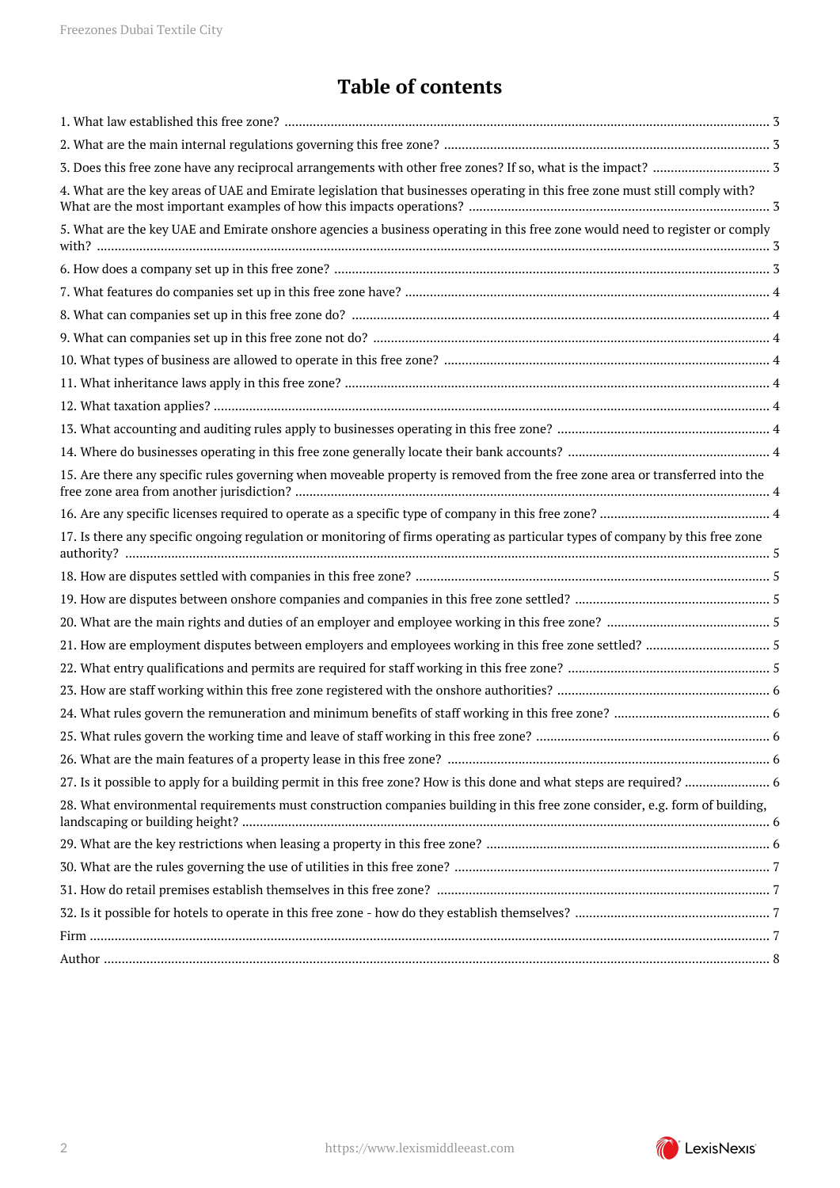# Table of contents

1. What law established this free zone? ..... 3
2. What are the main internal regulations governing this free zone? ..... 3
3. Does this free zone have any reciprocal arrangements with other free zones? If so, what is the impact? ..... 3
4. What are the key areas of UAE and Emirate legislation that businesses operating in this free zone must still comply with? What are the most important examples of how this impacts operations? ..... 3
5. What are the key UAE and Emirate onshore agencies a business operating in this free zone would need to register or comply with? ..... 3
6. How does a company set up in this free zone? ..... 3
7. What features do companies set up in this free zone have? ..... 4
8. What can companies set up in this free zone do? ..... 4
9. What can companies set up in this free zone not do? ..... 4
10. What types of business are allowed to operate in this free zone? ..... 4
11. What inheritance laws apply in this free zone? ..... 4
12. What taxation applies? ..... 4
13. What accounting and auditing rules apply to businesses operating in this free zone? ..... 4
14. Where do businesses operating in this free zone generally locate their bank accounts? ..... 4
15. Are there any specific rules governing when moveable property is removed from the free zone area or transferred into the free zone area from another jurisdiction? ..... 4
16. Are any specific licenses required to operate as a specific type of company in this free zone? ..... 4
17. Is there any specific ongoing regulation or monitoring of firms operating as particular types of company by this free zone authority? ..... 5
18. How are disputes settled with companies in this free zone? ..... 5
19. How are disputes between onshore companies and companies in this free zone settled? ..... 5
20. What are the main rights and duties of an employer and employee working in this free zone? ..... 5
21. How are employment disputes between employers and employees working in this free zone settled? ..... 5
22. What entry qualifications and permits are required for staff working in this free zone? ..... 5
23. How are staff working within this free zone registered with the onshore authorities? ..... 6
24. What rules govern the remuneration and minimum benefits of staff working in this free zone? ..... 6
25. What rules govern the working time and leave of staff working in this free zone? ..... 6
26. What are the main features of a property lease in this free zone? ..... 6
27. Is it possible to apply for a building permit in this free zone? How is this done and what steps are required? ..... 6
28. What environmental requirements must construction companies building in this free zone consider, e.g. form of building, landscaping or building height? ..... 6
29. What are the key restrictions when leasing a property in this free zone? ..... 6
30. What are the rules governing the use of utilities in this free zone? ..... 7
31. How do retail premises establish themselves in this free zone? ..... 7
32. Is it possible for hotels to operate in this free zone - how do they establish themselves? ..... 7

Firm ..... 7

Author ..... 8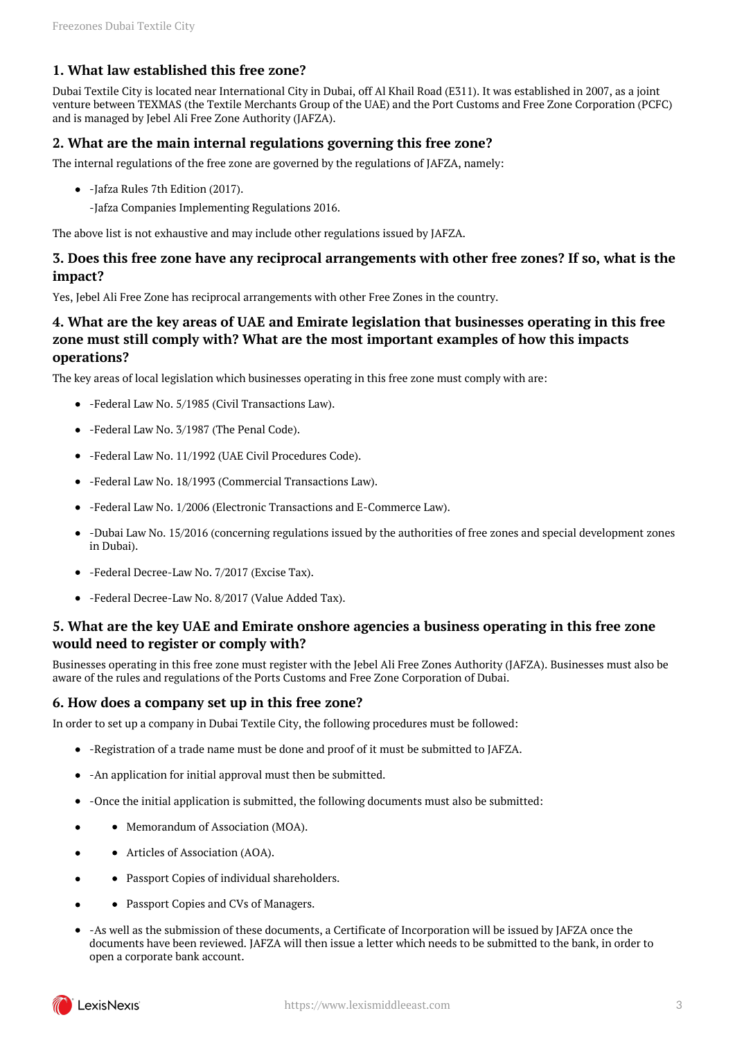## 1. What law established this free zone?

Dubai Textile City is located near International City in Dubai, off Al Khail Road (E311). It was established in 2007, as a joint venture between TEXMAS (the Textile Merchants Group of the UAE) and the Port Customs and Free Zone Corporation (PCFC) and is managed by Jebel Ali Free Zone Authority (JAFZA).

## 2. What are the main internal regulations governing this free zone?

The internal regulations of the free zone are governed by the regulations of JAFZA, namely:

- -Jafza Rules 7th Edition (2017).

  -Jafza Companies Implementing Regulations 2016.

The above list is not exhaustive and may include other regulations issued by JAFZA.

## 3. Does this free zone have any reciprocal arrangements with other free zones? If so, what is the impact?

Yes, Jebel Ali Free Zone has reciprocal arrangements with other Free Zones in the country.

## 4. What are the key areas of UAE and Emirate legislation that businesses operating in this free zone must still comply with? What are the most important examples of how this impacts operations?

The key areas of local legislation which businesses operating in this free zone must comply with are:

- -Federal Law No. 5/1985 (Civil Transactions Law).
- -Federal Law No. 3/1987 (The Penal Code).
- -Federal Law No. 11/1992 (UAE Civil Procedures Code).
- -Federal Law No. 18/1993 (Commercial Transactions Law).
- -Federal Law No. 1/2006 (Electronic Transactions and E-Commerce Law).
- -Dubai Law No. 15/2016 (concerning regulations issued by the authorities of free zones and special development zones in Dubai).
- -Federal Decree-Law No. 7/2017 (Excise Tax).
- -Federal Decree-Law No. 8/2017 (Value Added Tax).

## 5. What are the key UAE and Emirate onshore agencies a business operating in this free zone would need to register or comply with?

Businesses operating in this free zone must register with the Jebel Ali Free Zones Authority (JAFZA). Businesses must also be aware of the rules and regulations of the Ports Customs and Free Zone Corporation of Dubai.

## 6. How does a company set up in this free zone?

In order to set up a company in Dubai Textile City, the following procedures must be followed:

- -Registration of a trade name must be done and proof of it must be submitted to JAFZA.
- -An application for initial approval must then be submitted.
- -Once the initial application is submitted, the following documents must also be submitted:
  - Memorandum of Association (MOA).
  - Articles of Association (AOA).
  - Passport Copies of individual shareholders.
  - Passport Copies and CVs of Managers.
- -As well as the submission of these documents, a Certificate of Incorporation will be issued by JAFZA once the documents have been reviewed. JAFZA will then issue a letter which needs to be submitted to the bank, in order to open a corporate bank account.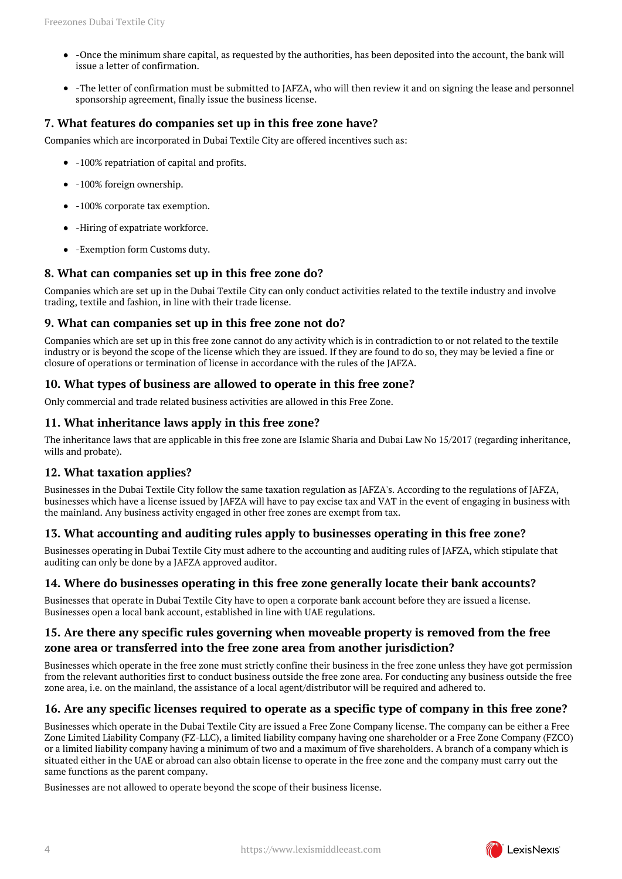- -Once the minimum share capital, as requested by the authorities, has been deposited into the account, the bank will issue a letter of confirmation.
- -The letter of confirmation must be submitted to JAFZA, who will then review it and on signing the lease and personnel sponsorship agreement, finally issue the business license.

### 7. What features do companies set up in this free zone have?

Companies which are incorporated in Dubai Textile City are offered incentives such as:

- -100% repatriation of capital and profits.
- -100% foreign ownership.
- -100% corporate tax exemption.
- -Hiring of expatriate workforce.
- -Exemption form Customs duty.

### 8. What can companies set up in this free zone do?

Companies which are set up in the Dubai Textile City can only conduct activities related to the textile industry and involve trading, textile and fashion, in line with their trade license.

### 9. What can companies set up in this free zone not do?

Companies which are set up in this free zone cannot do any activity which is in contradiction to or not related to the textile industry or is beyond the scope of the license which they are issued. If they are found to do so, they may be levied a fine or closure of operations or termination of license in accordance with the rules of the JAFZA.

### 10. What types of business are allowed to operate in this free zone?

Only commercial and trade related business activities are allowed in this Free Zone.

### 11. What inheritance laws apply in this free zone?

The inheritance laws that are applicable in this free zone are Islamic Sharia and Dubai Law No 15/2017 (regarding inheritance, wills and probate).

### 12. What taxation applies?

Businesses in the Dubai Textile City follow the same taxation regulation as JAFZA's. According to the regulations of JAFZA, businesses which have a license issued by JAFZA will have to pay excise tax and VAT in the event of engaging in business with the mainland. Any business activity engaged in other free zones are exempt from tax.

### 13. What accounting and auditing rules apply to businesses operating in this free zone?

Businesses operating in Dubai Textile City must adhere to the accounting and auditing rules of JAFZA, which stipulate that auditing can only be done by a JAFZA approved auditor.

### 14. Where do businesses operating in this free zone generally locate their bank accounts?

Businesses that operate in Dubai Textile City have to open a corporate bank account before they are issued a license. Businesses open a local bank account, established in line with UAE regulations.

### 15. Are there any specific rules governing when moveable property is removed from the free zone area or transferred into the free zone area from another jurisdiction?

Businesses which operate in the free zone must strictly confine their business in the free zone unless they have got permission from the relevant authorities first to conduct business outside the free zone area. For conducting any business outside the free zone area, i.e. on the mainland, the assistance of a local agent/distributor will be required and adhered to.

### 16. Are any specific licenses required to operate as a specific type of company in this free zone?

Businesses which operate in the Dubai Textile City are issued a Free Zone Company license. The company can be either a Free Zone Limited Liability Company (FZ-LLC), a limited liability company having one shareholder or a Free Zone Company (FZCO) or a limited liability company having a minimum of two and a maximum of five shareholders. A branch of a company which is situated either in the UAE or abroad can also obtain license to operate in the free zone and the company must carry out the same functions as the parent company.

Businesses are not allowed to operate beyond the scope of their business license.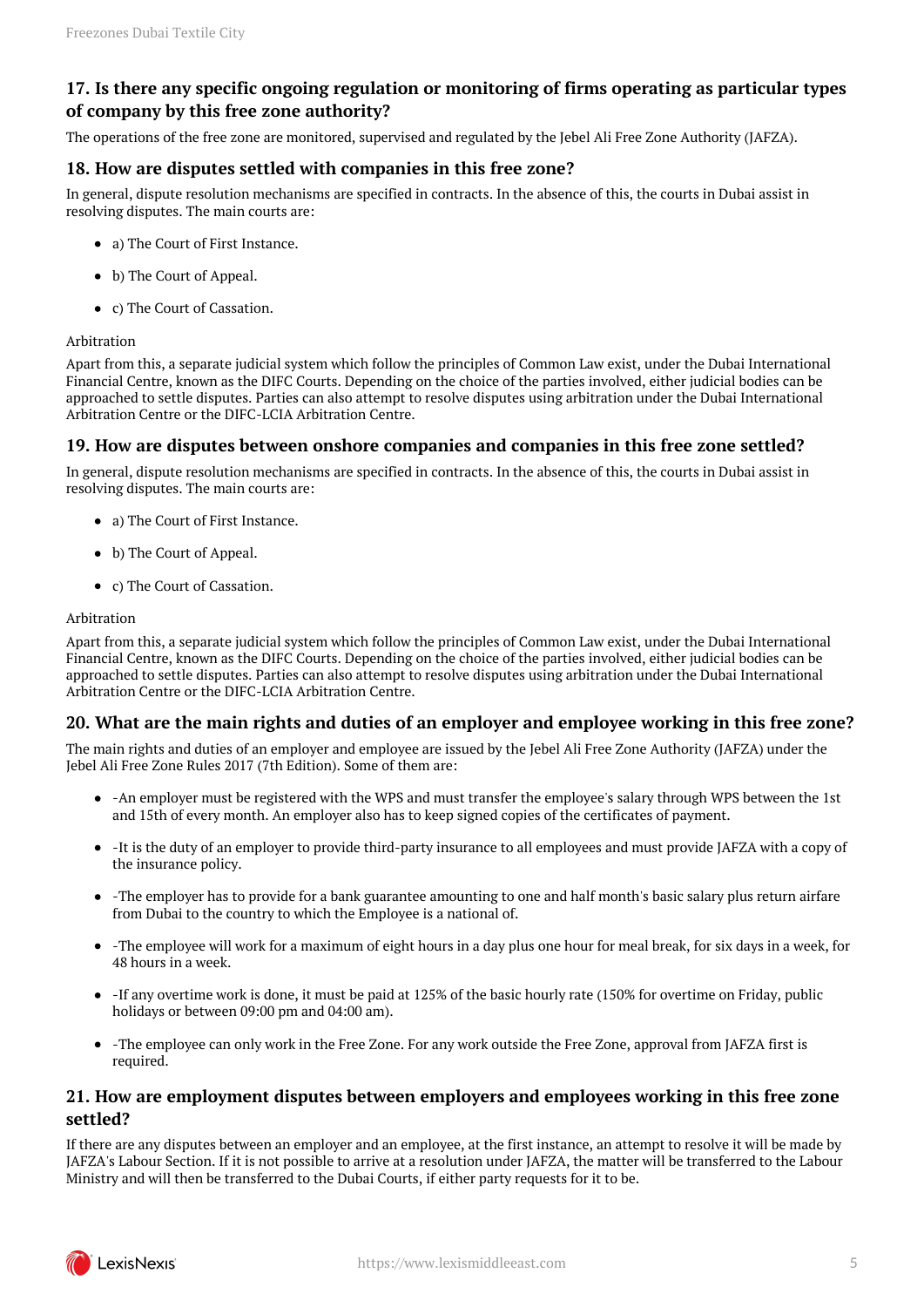### 17. Is there any specific ongoing regulation or monitoring of firms operating as particular types of company by this free zone authority?

The operations of the free zone are monitored, supervised and regulated by the Jebel Ali Free Zone Authority (JAFZA).

### 18. How are disputes settled with companies in this free zone?

In general, dispute resolution mechanisms are specified in contracts. In the absence of this, the courts in Dubai assist in resolving disputes. The main courts are:

- a) The Court of First Instance.
- b) The Court of Appeal.
- c) The Court of Cassation.

Arbitration

Apart from this, a separate judicial system which follow the principles of Common Law exist, under the Dubai International Financial Centre, known as the DIFC Courts. Depending on the choice of the parties involved, either judicial bodies can be approached to settle disputes. Parties can also attempt to resolve disputes using arbitration under the Dubai International Arbitration Centre or the DIFC-LCIA Arbitration Centre.

### 19. How are disputes between onshore companies and companies in this free zone settled?

In general, dispute resolution mechanisms are specified in contracts. In the absence of this, the courts in Dubai assist in resolving disputes. The main courts are:

- a) The Court of First Instance.
- b) The Court of Appeal.
- c) The Court of Cassation.

Arbitration

Apart from this, a separate judicial system which follow the principles of Common Law exist, under the Dubai International Financial Centre, known as the DIFC Courts. Depending on the choice of the parties involved, either judicial bodies can be approached to settle disputes. Parties can also attempt to resolve disputes using arbitration under the Dubai International Arbitration Centre or the DIFC-LCIA Arbitration Centre.

### 20. What are the main rights and duties of an employer and employee working in this free zone?

The main rights and duties of an employer and employee are issued by the Jebel Ali Free Zone Authority (JAFZA) under the Jebel Ali Free Zone Rules 2017 (7th Edition). Some of them are:

- -An employer must be registered with the WPS and must transfer the employee's salary through WPS between the 1st and 15th of every month. An employer also has to keep signed copies of the certificates of payment.
- -It is the duty of an employer to provide third-party insurance to all employees and must provide JAFZA with a copy of the insurance policy.
- -The employer has to provide for a bank guarantee amounting to one and half month's basic salary plus return airfare from Dubai to the country to which the Employee is a national of.
- -The employee will work for a maximum of eight hours in a day plus one hour for meal break, for six days in a week, for 48 hours in a week.
- -If any overtime work is done, it must be paid at 125% of the basic hourly rate (150% for overtime on Friday, public holidays or between 09:00 pm and 04:00 am).
- -The employee can only work in the Free Zone. For any work outside the Free Zone, approval from JAFZA first is required.

### 21. How are employment disputes between employers and employees working in this free zone settled?

If there are any disputes between an employer and an employee, at the first instance, an attempt to resolve it will be made by JAFZA's Labour Section. If it is not possible to arrive at a resolution under JAFZA, the matter will be transferred to the Labour Ministry and will then be transferred to the Dubai Courts, if either party requests for it to be.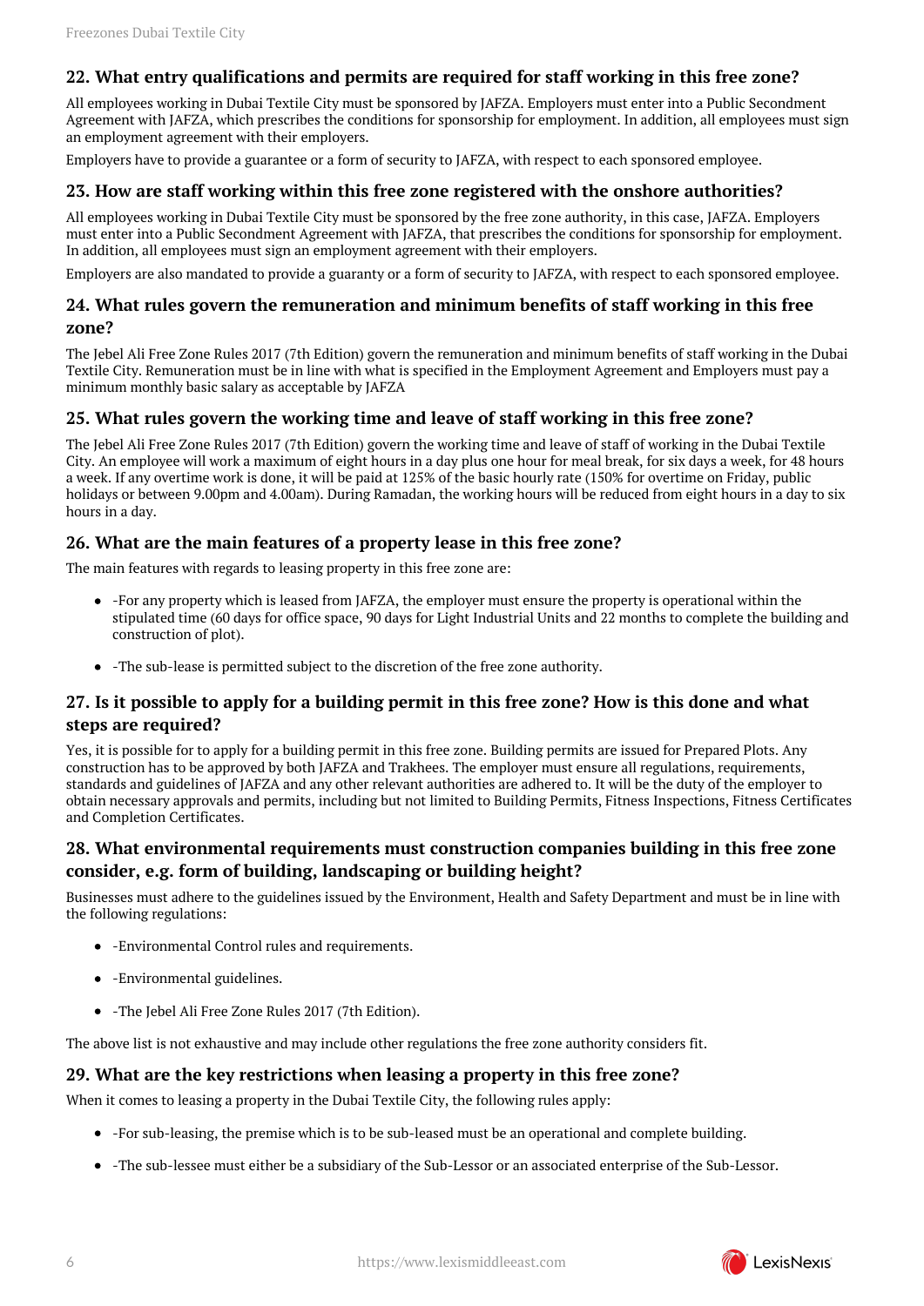## 22. What entry qualifications and permits are required for staff working in this free zone?

All employees working in Dubai Textile City must be sponsored by JAFZA. Employers must enter into a Public Secondment Agreement with JAFZA, which prescribes the conditions for sponsorship for employment. In addition, all employees must sign an employment agreement with their employers.

Employers have to provide a guarantee or a form of security to JAFZA, with respect to each sponsored employee.

## 23. How are staff working within this free zone registered with the onshore authorities?

All employees working in Dubai Textile City must be sponsored by the free zone authority, in this case, JAFZA. Employers must enter into a Public Secondment Agreement with JAFZA, that prescribes the conditions for sponsorship for employment. In addition, all employees must sign an employment agreement with their employers.

Employers are also mandated to provide a guaranty or a form of security to JAFZA, with respect to each sponsored employee.

## 24. What rules govern the remuneration and minimum benefits of staff working in this free zone?

The Jebel Ali Free Zone Rules 2017 (7th Edition) govern the remuneration and minimum benefits of staff working in the Dubai Textile City. Remuneration must be in line with what is specified in the Employment Agreement and Employers must pay a minimum monthly basic salary as acceptable by JAFZA

## 25. What rules govern the working time and leave of staff working in this free zone?

The Jebel Ali Free Zone Rules 2017 (7th Edition) govern the working time and leave of staff of working in the Dubai Textile City. An employee will work a maximum of eight hours in a day plus one hour for meal break, for six days a week, for 48 hours a week. If any overtime work is done, it will be paid at 125% of the basic hourly rate (150% for overtime on Friday, public holidays or between 9.00pm and 4.00am). During Ramadan, the working hours will be reduced from eight hours in a day to six hours in a day.

## 26. What are the main features of a property lease in this free zone?

The main features with regards to leasing property in this free zone are:

- -For any property which is leased from JAFZA, the employer must ensure the property is operational within the stipulated time (60 days for office space, 90 days for Light Industrial Units and 22 months to complete the building and construction of plot).
- -The sub-lease is permitted subject to the discretion of the free zone authority.

## 27. Is it possible to apply for a building permit in this free zone? How is this done and what steps are required?

Yes, it is possible for to apply for a building permit in this free zone. Building permits are issued for Prepared Plots. Any construction has to be approved by both JAFZA and Trakhees. The employer must ensure all regulations, requirements, standards and guidelines of JAFZA and any other relevant authorities are adhered to. It will be the duty of the employer to obtain necessary approvals and permits, including but not limited to Building Permits, Fitness Inspections, Fitness Certificates and Completion Certificates.

## 28. What environmental requirements must construction companies building in this free zone consider, e.g. form of building, landscaping or building height?

Businesses must adhere to the guidelines issued by the Environment, Health and Safety Department and must be in line with the following regulations:

- -Environmental Control rules and requirements.
- -Environmental guidelines.
- -The Jebel Ali Free Zone Rules 2017 (7th Edition).

The above list is not exhaustive and may include other regulations the free zone authority considers fit.

## 29. What are the key restrictions when leasing a property in this free zone?

When it comes to leasing a property in the Dubai Textile City, the following rules apply:

- -For sub-leasing, the premise which is to be sub-leased must be an operational and complete building.
- -The sub-lessee must either be a subsidiary of the Sub-Lessor or an associated enterprise of the Sub-Lessor.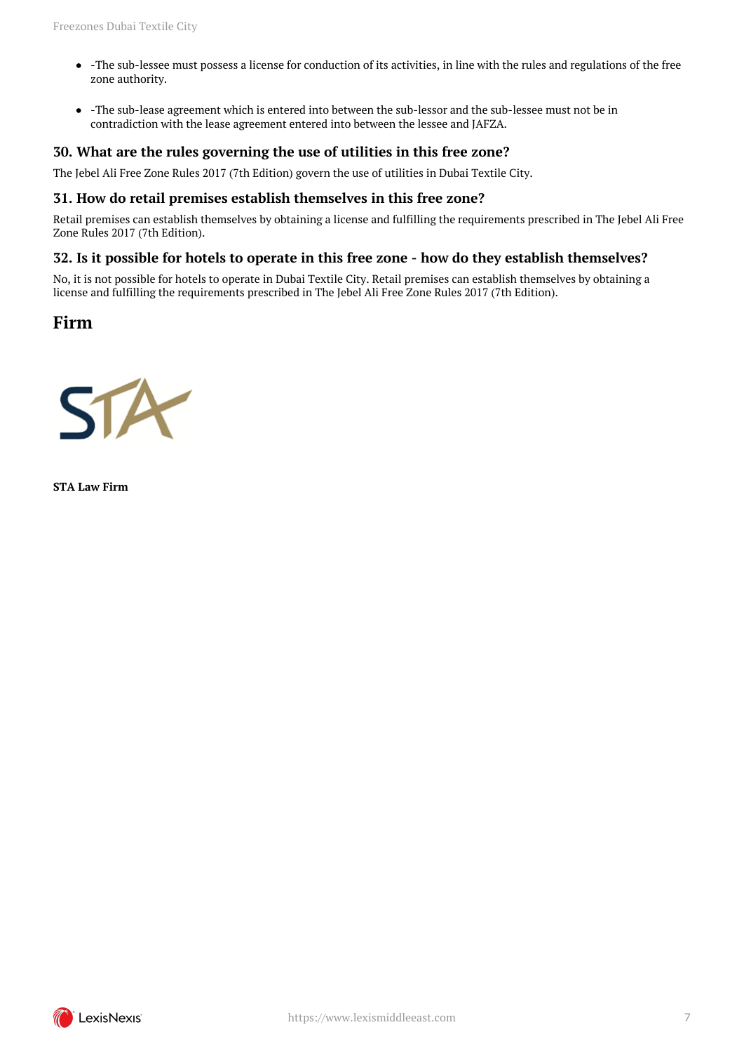- -The sub-lessee must possess a license for conduction of its activities, in line with the rules and regulations of the free zone authority.

- -The sub-lease agreement which is entered into between the sub-lessor and the sub-lessee must not be in contradiction with the lease agreement entered into between the lessee and JAFZA.

### 30. What are the rules governing the use of utilities in this free zone?

The Jebel Ali Free Zone Rules 2017 (7th Edition) govern the use of utilities in Dubai Textile City.

### 31. How do retail premises establish themselves in this free zone?

Retail premises can establish themselves by obtaining a license and fulfilling the requirements prescribed in The Jebel Ali Free Zone Rules 2017 (7th Edition).

### 32. Is it possible for hotels to operate in this free zone - how do they establish themselves?

No, it is not possible for hotels to operate in Dubai Textile City. Retail premises can establish themselves by obtaining a license and fulfilling the requirements prescribed in The Jebel Ali Free Zone Rules 2017 (7th Edition).

## Firm

STA

**STA Law Firm**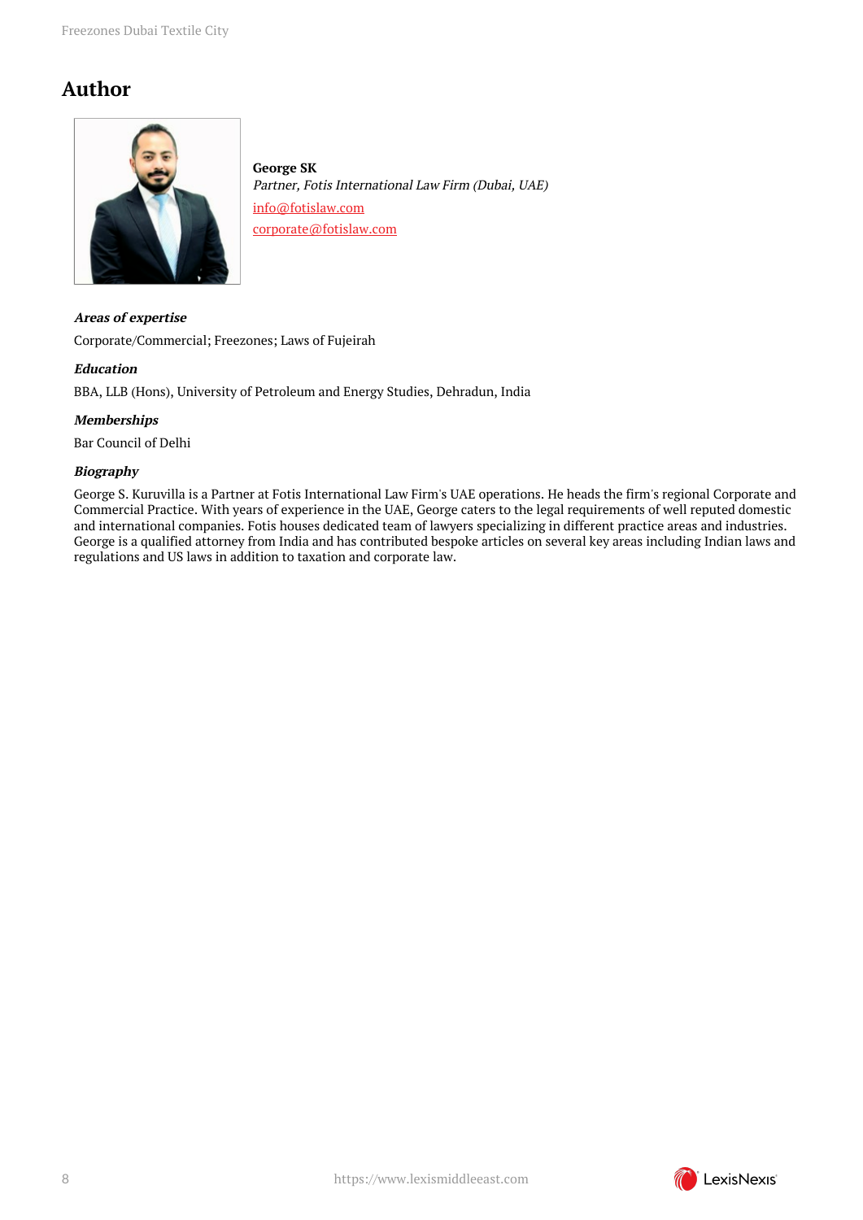# Author

**George SK**

*Partner, Fotis International Law Firm (Dubai, UAE)*

info@fotislaw.com

corporate@fotislaw.com

***Areas of expertise***

Corporate/Commercial; Freezones; Laws of Fujeirah

***Education***

BBA, LLB (Hons), University of Petroleum and Energy Studies, Dehradun, India

***Memberships***

Bar Council of Delhi

***Biography***

George S. Kuruvilla is a Partner at Fotis International Law Firm's UAE operations. He heads the firm's regional Corporate and Commercial Practice. With years of experience in the UAE, George caters to the legal requirements of well reputed domestic and international companies. Fotis houses dedicated team of lawyers specializing in different practice areas and industries. George is a qualified attorney from India and has contributed bespoke articles on several key areas including Indian laws and regulations and US laws in addition to taxation and corporate law.